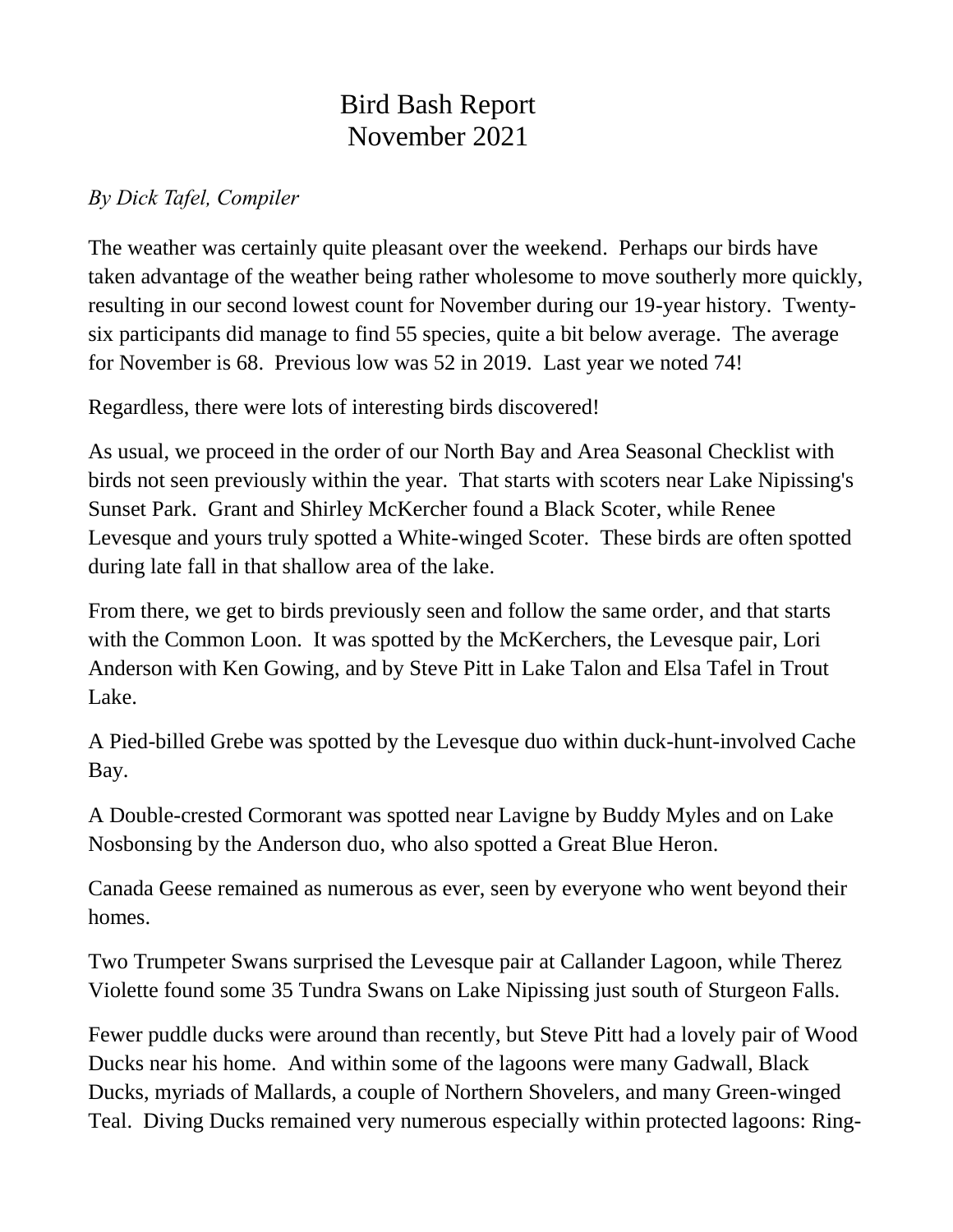# Bird Bash Report
# November 2021

*By Dick Tafel, Compiler*

The weather was certainly quite pleasant over the weekend. Perhaps our birds have taken advantage of the weather being rather wholesome to move southerly more quickly, resulting in our second lowest count for November during our 19-year history. Twenty-six participants did manage to find 55 species, quite a bit below average. The average for November is 68. Previous low was 52 in 2019. Last year we noted 74!

Regardless, there were lots of interesting birds discovered!

As usual, we proceed in the order of our North Bay and Area Seasonal Checklist with birds not seen previously within the year. That starts with scoters near Lake Nipissing's Sunset Park. Grant and Shirley McKercher found a Black Scoter, while Renee Levesque and yours truly spotted a White-winged Scoter. These birds are often spotted during late fall in that shallow area of the lake.

From there, we get to birds previously seen and follow the same order, and that starts with the Common Loon. It was spotted by the McKerchers, the Levesque pair, Lori Anderson with Ken Gowing, and by Steve Pitt in Lake Talon and Elsa Tafel in Trout Lake.

A Pied-billed Grebe was spotted by the Levesque duo within duck-hunt-involved Cache Bay.

A Double-crested Cormorant was spotted near Lavigne by Buddy Myles and on Lake Nosbonsing by the Anderson duo, who also spotted a Great Blue Heron.

Canada Geese remained as numerous as ever, seen by everyone who went beyond their homes.

Two Trumpeter Swans surprised the Levesque pair at Callander Lagoon, while Therez Violette found some 35 Tundra Swans on Lake Nipissing just south of Sturgeon Falls.

Fewer puddle ducks were around than recently, but Steve Pitt had a lovely pair of Wood Ducks near his home. And within some of the lagoons were many Gadwall, Black Ducks, myriads of Mallards, a couple of Northern Shovelers, and many Green-winged Teal. Diving Ducks remained very numerous especially within protected lagoons: Ring-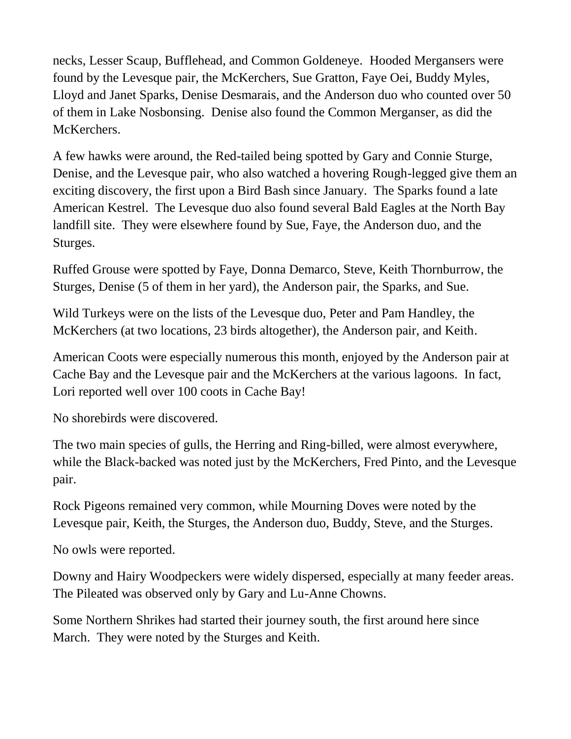necks, Lesser Scaup, Bufflehead, and Common Goldeneye. Hooded Mergansers were found by the Levesque pair, the McKerchers, Sue Gratton, Faye Oei, Buddy Myles, Lloyd and Janet Sparks, Denise Desmarais, and the Anderson duo who counted over 50 of them in Lake Nosbonsing. Denise also found the Common Merganser, as did the McKerchers.

A few hawks were around, the Red-tailed being spotted by Gary and Connie Sturge, Denise, and the Levesque pair, who also watched a hovering Rough-legged give them an exciting discovery, the first upon a Bird Bash since January. The Sparks found a late American Kestrel. The Levesque duo also found several Bald Eagles at the North Bay landfill site. They were elsewhere found by Sue, Faye, the Anderson duo, and the Sturges.

Ruffed Grouse were spotted by Faye, Donna Demarco, Steve, Keith Thornburrow, the Sturges, Denise (5 of them in her yard), the Anderson pair, the Sparks, and Sue.

Wild Turkeys were on the lists of the Levesque duo, Peter and Pam Handley, the McKerchers (at two locations, 23 birds altogether), the Anderson pair, and Keith.

American Coots were especially numerous this month, enjoyed by the Anderson pair at Cache Bay and the Levesque pair and the McKerchers at the various lagoons. In fact, Lori reported well over 100 coots in Cache Bay!

No shorebirds were discovered.

The two main species of gulls, the Herring and Ring-billed, were almost everywhere, while the Black-backed was noted just by the McKerchers, Fred Pinto, and the Levesque pair.

Rock Pigeons remained very common, while Mourning Doves were noted by the Levesque pair, Keith, the Sturges, the Anderson duo, Buddy, Steve, and the Sturges.

No owls were reported.

Downy and Hairy Woodpeckers were widely dispersed, especially at many feeder areas. The Pileated was observed only by Gary and Lu-Anne Chowns.

Some Northern Shrikes had started their journey south, the first around here since March. They were noted by the Sturges and Keith.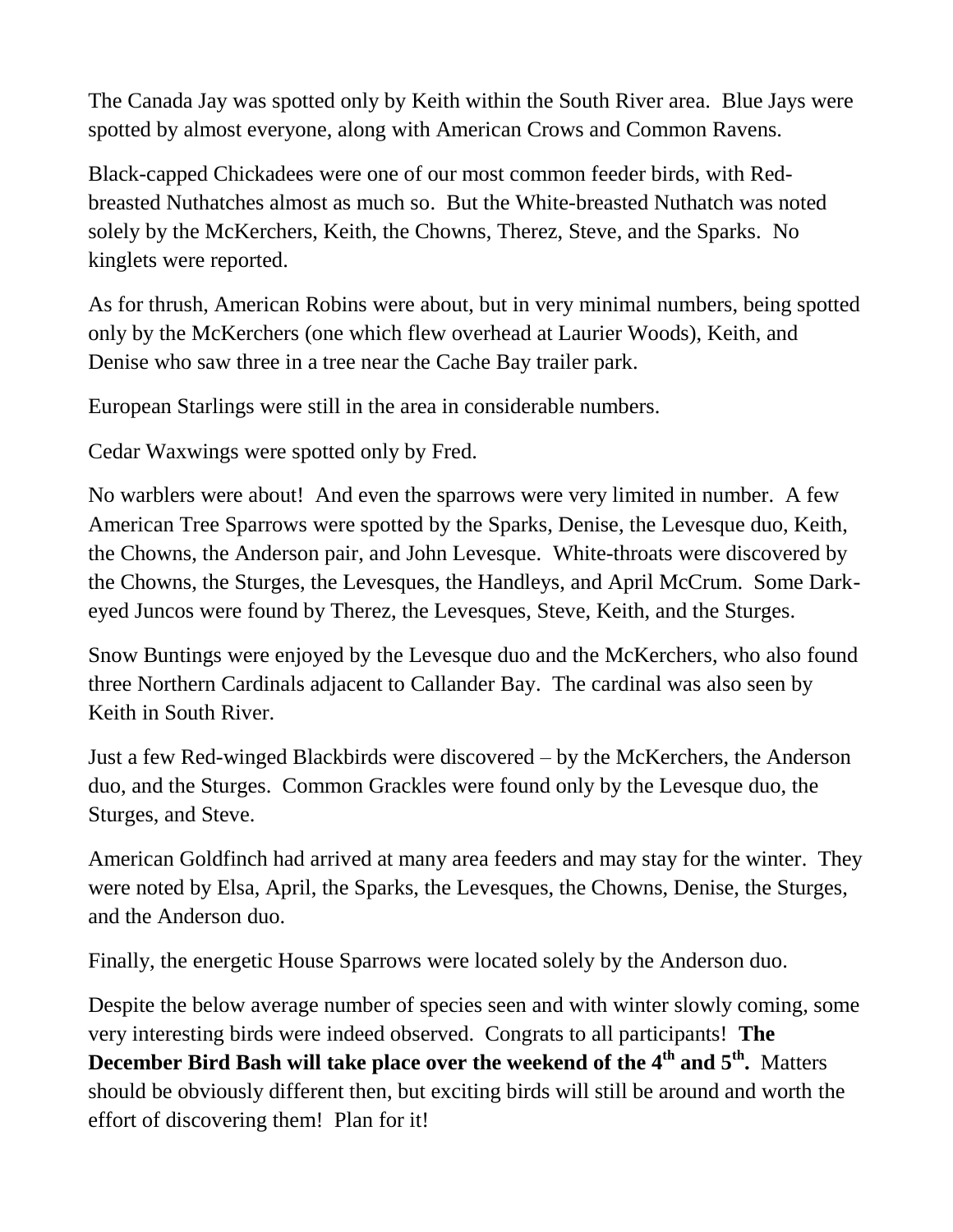The Canada Jay was spotted only by Keith within the South River area. Blue Jays were spotted by almost everyone, along with American Crows and Common Ravens.

Black-capped Chickadees were one of our most common feeder birds, with Red-breasted Nuthatches almost as much so. But the White-breasted Nuthatch was noted solely by the McKerchers, Keith, the Chowns, Therez, Steve, and the Sparks. No kinglets were reported.

As for thrush, American Robins were about, but in very minimal numbers, being spotted only by the McKerchers (one which flew overhead at Laurier Woods), Keith, and Denise who saw three in a tree near the Cache Bay trailer park.

European Starlings were still in the area in considerable numbers.

Cedar Waxwings were spotted only by Fred.

No warblers were about! And even the sparrows were very limited in number. A few American Tree Sparrows were spotted by the Sparks, Denise, the Levesque duo, Keith, the Chowns, the Anderson pair, and John Levesque. White-throats were discovered by the Chowns, the Sturges, the Levesques, the Handleys, and April McCrum. Some Dark-eyed Juncos were found by Therez, the Levesques, Steve, Keith, and the Sturges.

Snow Buntings were enjoyed by the Levesque duo and the McKerchers, who also found three Northern Cardinals adjacent to Callander Bay. The cardinal was also seen by Keith in South River.

Just a few Red-winged Blackbirds were discovered – by the McKerchers, the Anderson duo, and the Sturges. Common Grackles were found only by the Levesque duo, the Sturges, and Steve.

American Goldfinch had arrived at many area feeders and may stay for the winter. They were noted by Elsa, April, the Sparks, the Levesques, the Chowns, Denise, the Sturges, and the Anderson duo.

Finally, the energetic House Sparrows were located solely by the Anderson duo.

Despite the below average number of species seen and with winter slowly coming, some very interesting birds were indeed observed. Congrats to all participants! **The December Bird Bash will take place over the weekend of the 4th and 5th.** Matters should be obviously different then, but exciting birds will still be around and worth the effort of discovering them! Plan for it!